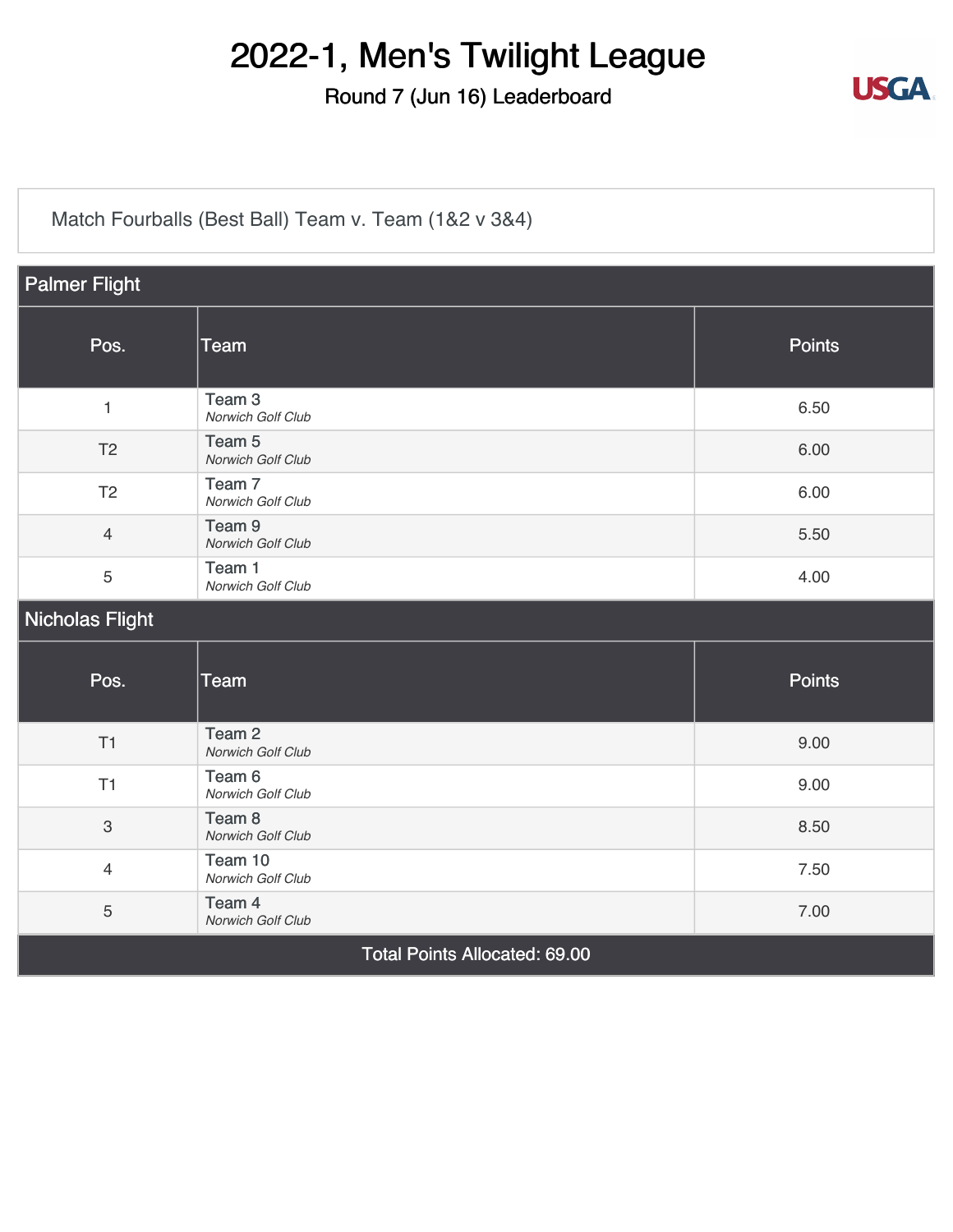# 2022-1, Men's Twilight League

Round 7 (Jun 16) Leaderboard

Match Fourballs (Best Ball) Team v. Team (1&2 v 3&4)

## Palmer Flight

| Pos. | Team | Points |
|---|---|---|
| 1 | Team 3 *Norwich Golf Club* | 6.50 |
| T2 | Team 5 *Norwich Golf Club* | 6.00 |
| T2 | Team 7 *Norwich Golf Club* | 6.00 |
| 4 | Team 9 *Norwich Golf Club* | 5.50 |
| 5 | Team 1 *Norwich Golf Club* | 4.00 |

## Nicholas Flight

| Pos. | Team | Points |
|---|---|---|
| T1 | Team 2 *Norwich Golf Club* | 9.00 |
| T1 | Team 6 *Norwich Golf Club* | 9.00 |
| 3 | Team 8 *Norwich Golf Club* | 8.50 |
| 4 | Team 10 *Norwich Golf Club* | 7.50 |
| 5 | Team 4 *Norwich Golf Club* | 7.00 |

Total Points Allocated: 69.00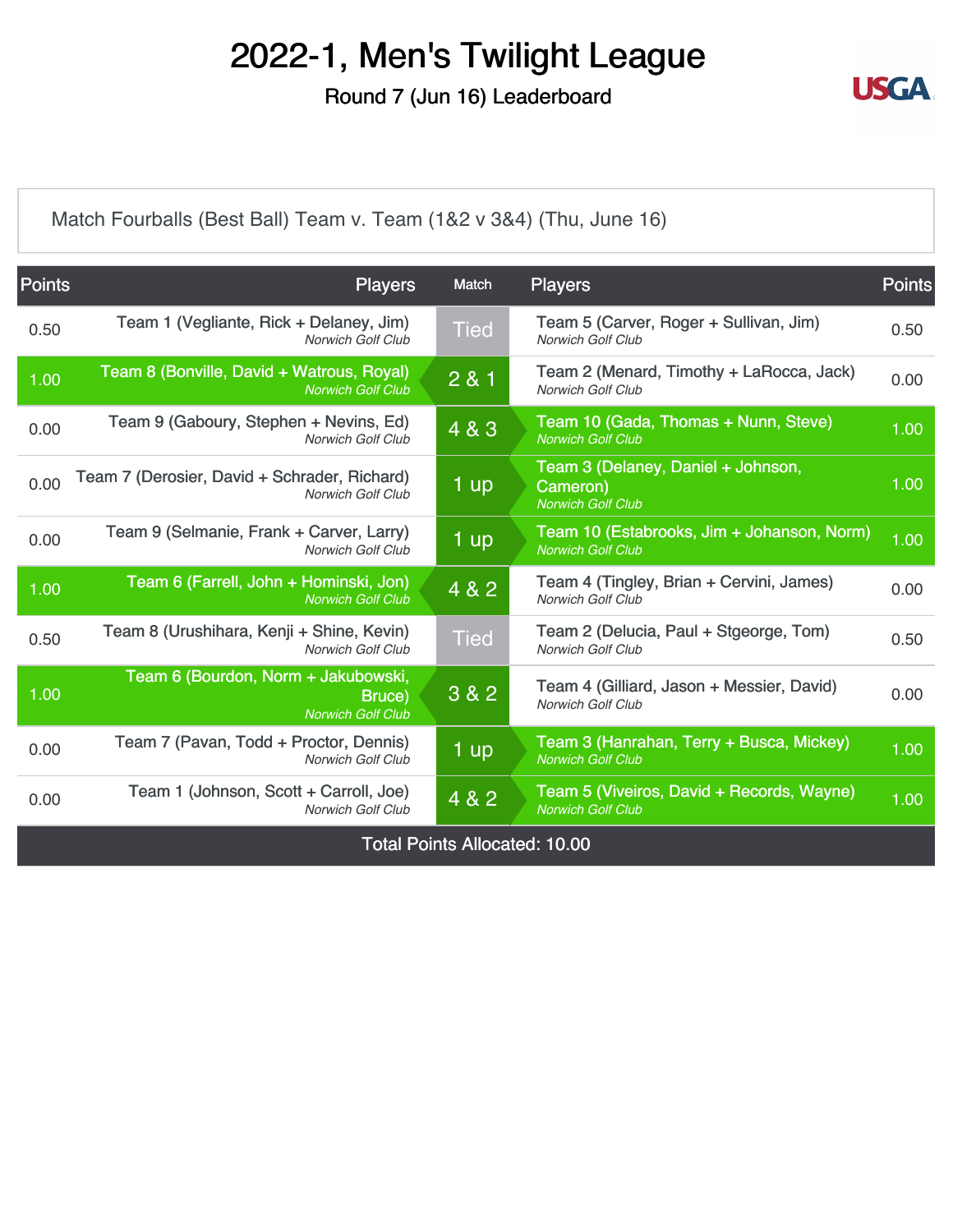# 2022-1, Men's Twilight League

Round 7 (Jun 16) Leaderboard

Match Fourballs (Best Ball) Team v. Team (1&2 v 3&4) (Thu, June 16)

| Points | Players | Match | Players | Points |
|---|---|---|---|---|
| 0.50 | Team 1 (Vegliante, Rick + Delaney, Jim) *Norwich Golf Club* | Tied | Team 5 (Carver, Roger + Sullivan, Jim) *Norwich Golf Club* | 0.50 |
| 1.00 | Team 8 (Bonville, David + Watrous, Royal) *Norwich Golf Club* | 2 & 1 | Team 2 (Menard, Timothy + LaRocca, Jack) *Norwich Golf Club* | 0.00 |
| 0.00 | Team 9 (Gaboury, Stephen + Nevins, Ed) *Norwich Golf Club* | 4 & 3 | Team 10 (Gada, Thomas + Nunn, Steve) *Norwich Golf Club* | 1.00 |
| 0.00 | Team 7 (Derosier, David + Schrader, Richard) *Norwich Golf Club* | 1 up | Team 3 (Delaney, Daniel + Johnson, Cameron) *Norwich Golf Club* | 1.00 |
| 0.00 | Team 9 (Selmanie, Frank + Carver, Larry) *Norwich Golf Club* | 1 up | Team 10 (Estabrooks, Jim + Johanson, Norm) *Norwich Golf Club* | 1.00 |
| 1.00 | Team 6 (Farrell, John + Hominski, Jon) *Norwich Golf Club* | 4 & 2 | Team 4 (Tingley, Brian + Cervini, James) *Norwich Golf Club* | 0.00 |
| 0.50 | Team 8 (Urushihara, Kenji + Shine, Kevin) *Norwich Golf Club* | Tied | Team 2 (Delucia, Paul + Stgeorge, Tom) *Norwich Golf Club* | 0.50 |
| 1.00 | Team 6 (Bourdon, Norm + Jakubowski, Bruce) *Norwich Golf Club* | 3 & 2 | Team 4 (Gilliard, Jason + Messier, David) *Norwich Golf Club* | 0.00 |
| 0.00 | Team 7 (Pavan, Todd + Proctor, Dennis) *Norwich Golf Club* | 1 up | Team 3 (Hanrahan, Terry + Busca, Mickey) *Norwich Golf Club* | 1.00 |
| 0.00 | Team 1 (Johnson, Scott + Carroll, Joe) *Norwich Golf Club* | 4 & 2 | Team 5 (Viveiros, David + Records, Wayne) *Norwich Golf Club* | 1.00 |

Total Points Allocated: 10.00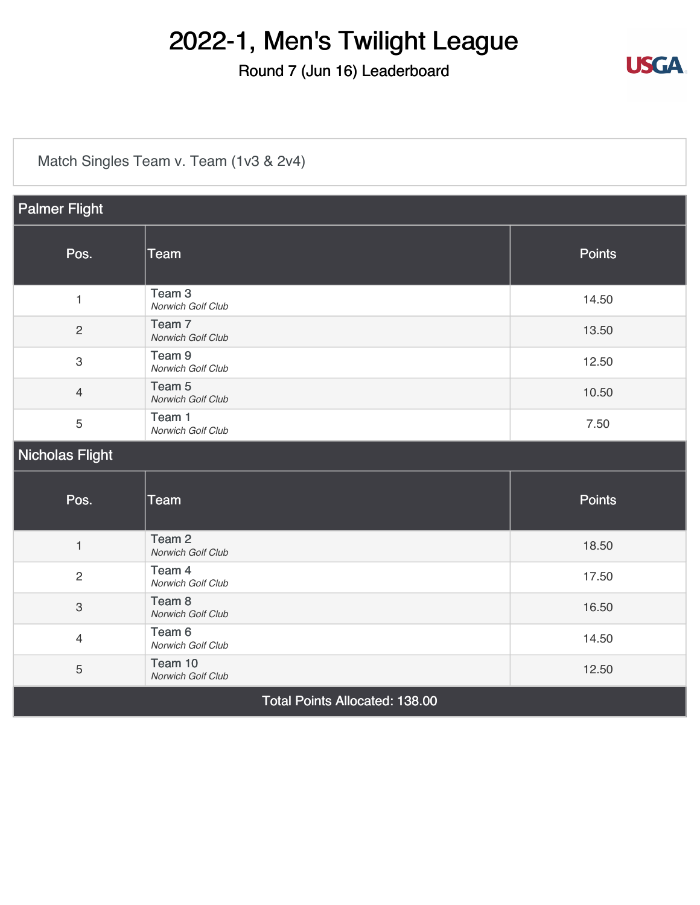# 2022-1, Men's Twilight League

## Round 7 (Jun 16) Leaderboard

Match Singles Team v. Team (1v3 & 2v4)

| Palmer Flight | | |
|---|---|---|
| **Pos.** | **Team** | **Points** |
| 1 | Team 3 *Norwich Golf Club* | 14.50 |
| 2 | Team 7 *Norwich Golf Club* | 13.50 |
| 3 | Team 9 *Norwich Golf Club* | 12.50 |
| 4 | Team 5 *Norwich Golf Club* | 10.50 |
| 5 | Team 1 *Norwich Golf Club* | 7.50 |
| **Nicholas Flight** | | |
| **Pos.** | **Team** | **Points** |
| 1 | Team 2 *Norwich Golf Club* | 18.50 |
| 2 | Team 4 *Norwich Golf Club* | 17.50 |
| 3 | Team 8 *Norwich Golf Club* | 16.50 |
| 4 | Team 6 *Norwich Golf Club* | 14.50 |
| 5 | Team 10 *Norwich Golf Club* | 12.50 |
| Total Points Allocated: 138.00 | | |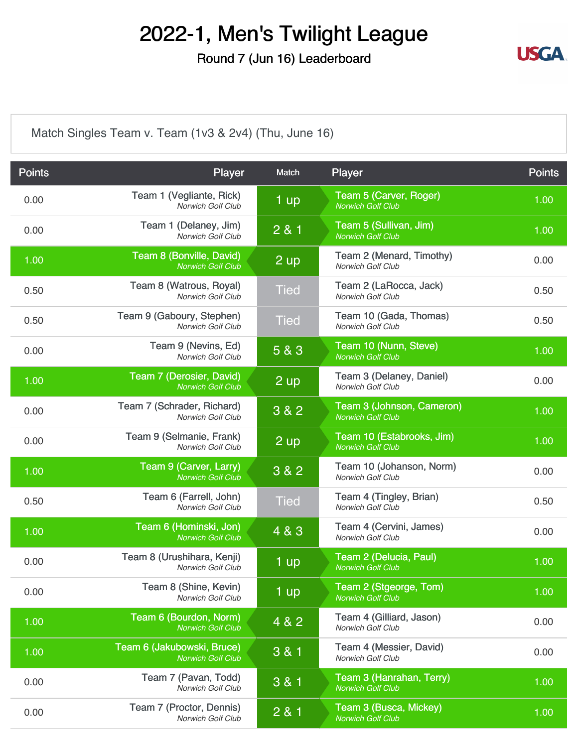# 2022-1, Men's Twilight League

Round 7 (Jun 16) Leaderboard

Match Singles Team v. Team (1v3 & 2v4) (Thu, June 16)

| Points | Player | Match | Player | Points |
|---|---|---|---|---|
| 0.00 | Team 1 (Vegliante, Rick) *Norwich Golf Club* | 1 up | Team 5 (Carver, Roger) *Norwich Golf Club* | 1.00 |
| 0.00 | Team 1 (Delaney, Jim) *Norwich Golf Club* | 2 & 1 | Team 5 (Sullivan, Jim) *Norwich Golf Club* | 1.00 |
| 1.00 | Team 8 (Bonville, David) *Norwich Golf Club* | 2 up | Team 2 (Menard, Timothy) *Norwich Golf Club* | 0.00 |
| 0.50 | Team 8 (Watrous, Royal) *Norwich Golf Club* | Tied | Team 2 (LaRocca, Jack) *Norwich Golf Club* | 0.50 |
| 0.50 | Team 9 (Gaboury, Stephen) *Norwich Golf Club* | Tied | Team 10 (Gada, Thomas) *Norwich Golf Club* | 0.50 |
| 0.00 | Team 9 (Nevins, Ed) *Norwich Golf Club* | 5 & 3 | Team 10 (Nunn, Steve) *Norwich Golf Club* | 1.00 |
| 1.00 | Team 7 (Derosier, David) *Norwich Golf Club* | 2 up | Team 3 (Delaney, Daniel) *Norwich Golf Club* | 0.00 |
| 0.00 | Team 7 (Schrader, Richard) *Norwich Golf Club* | 3 & 2 | Team 3 (Johnson, Cameron) *Norwich Golf Club* | 1.00 |
| 0.00 | Team 9 (Selmanie, Frank) *Norwich Golf Club* | 2 up | Team 10 (Estabrooks, Jim) *Norwich Golf Club* | 1.00 |
| 1.00 | Team 9 (Carver, Larry) *Norwich Golf Club* | 3 & 2 | Team 10 (Johanson, Norm) *Norwich Golf Club* | 0.00 |
| 0.50 | Team 6 (Farrell, John) *Norwich Golf Club* | Tied | Team 4 (Tingley, Brian) *Norwich Golf Club* | 0.50 |
| 1.00 | Team 6 (Hominski, Jon) *Norwich Golf Club* | 4 & 3 | Team 4 (Cervini, James) *Norwich Golf Club* | 0.00 |
| 0.00 | Team 8 (Urushihara, Kenji) *Norwich Golf Club* | 1 up | Team 2 (Delucia, Paul) *Norwich Golf Club* | 1.00 |
| 0.00 | Team 8 (Shine, Kevin) *Norwich Golf Club* | 1 up | Team 2 (Stgeorge, Tom) *Norwich Golf Club* | 1.00 |
| 1.00 | Team 6 (Bourdon, Norm) *Norwich Golf Club* | 4 & 2 | Team 4 (Gilliard, Jason) *Norwich Golf Club* | 0.00 |
| 1.00 | Team 6 (Jakubowski, Bruce) *Norwich Golf Club* | 3 & 1 | Team 4 (Messier, David) *Norwich Golf Club* | 0.00 |
| 0.00 | Team 7 (Pavan, Todd) *Norwich Golf Club* | 3 & 1 | Team 3 (Hanrahan, Terry) *Norwich Golf Club* | 1.00 |
| 0.00 | Team 7 (Proctor, Dennis) *Norwich Golf Club* | 2 & 1 | Team 3 (Busca, Mickey) *Norwich Golf Club* | 1.00 |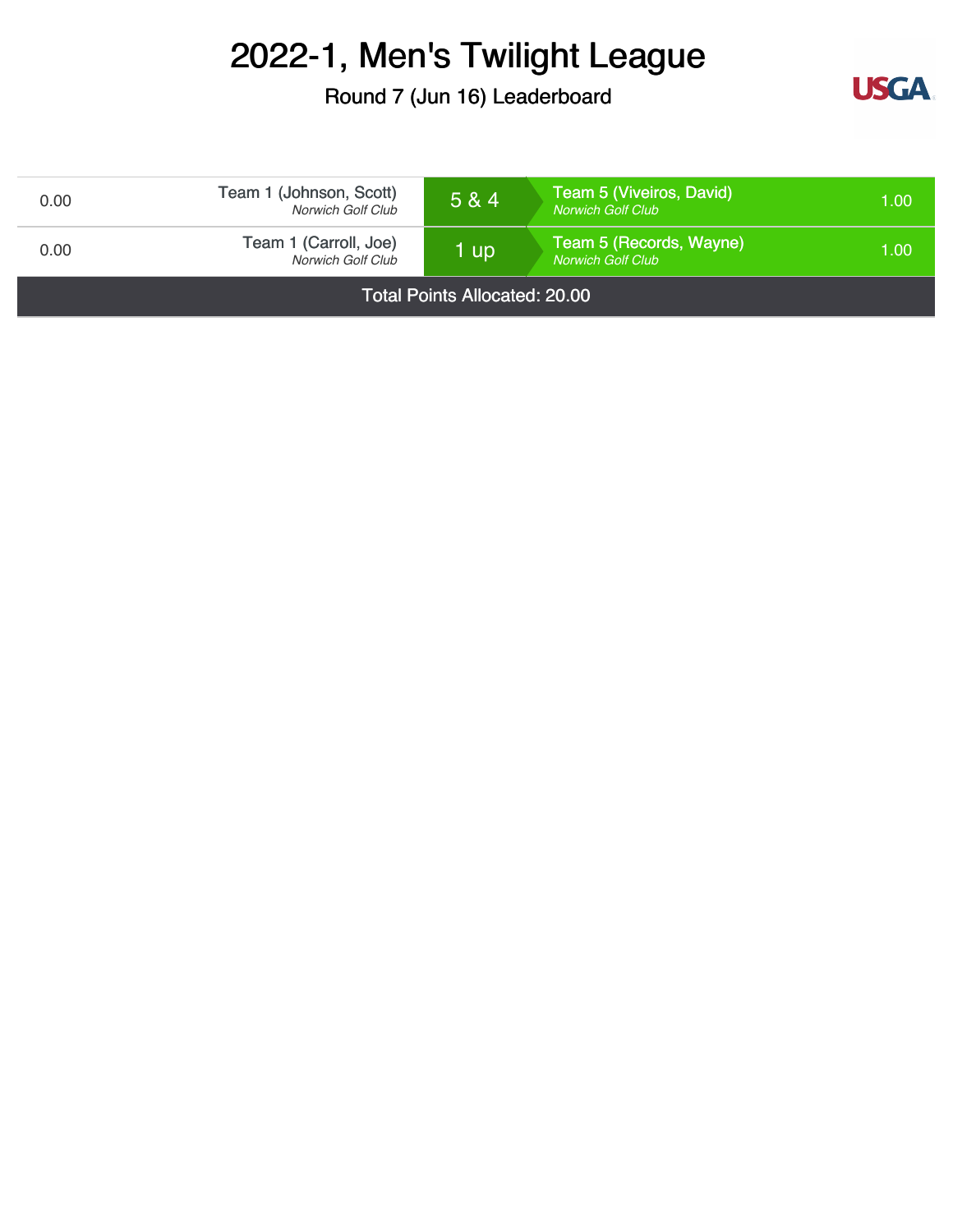# 2022-1, Men's Twilight League

## Round 7 (Jun 16) Leaderboard

| Points | Team | Result | Team | Points |
|---|---|---|---|---|
| 0.00 | Team 1 (Johnson, Scott)<br>*Norwich Golf Club* | 5 & 4 | Team 5 (Viveiros, David)<br>*Norwich Golf Club* | 1.00 |
| 0.00 | Team 1 (Carroll, Joe)<br>*Norwich Golf Club* | 1 up | Team 5 (Records, Wayne)<br>*Norwich Golf Club* | 1.00 |

Total Points Allocated: 20.00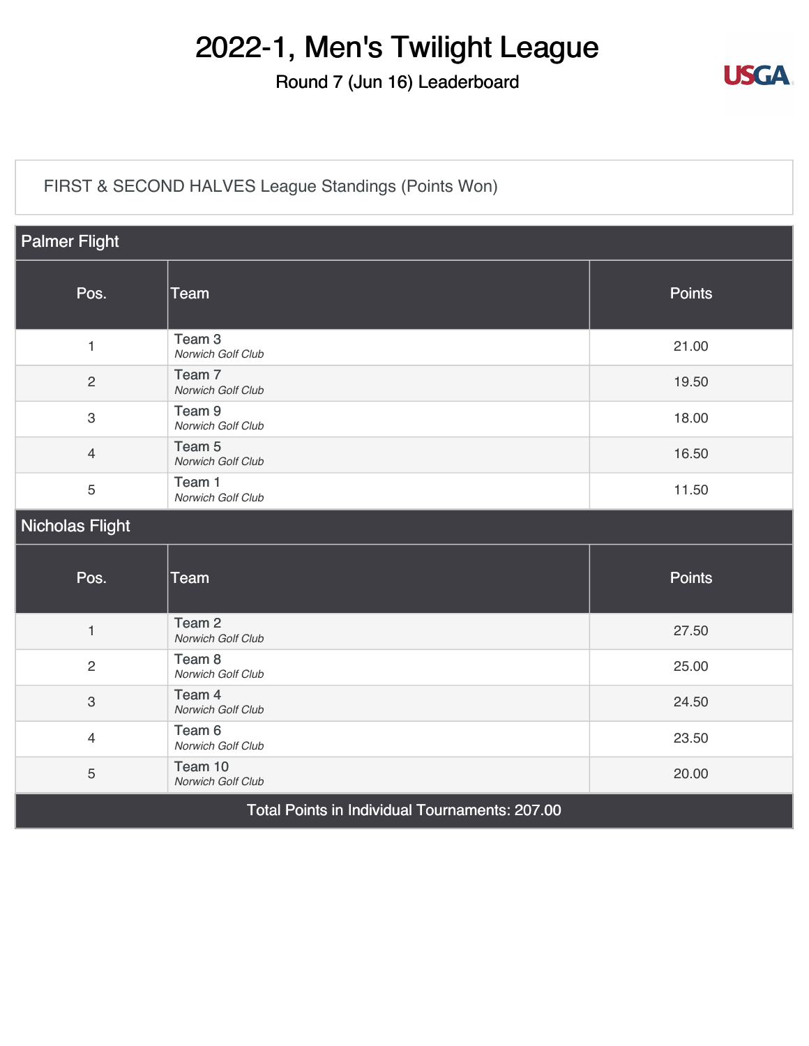# 2022-1, Men's Twilight League

## Round 7 (Jun 16) Leaderboard

FIRST & SECOND HALVES League Standings (Points Won)

### Palmer Flight

| Pos. | Team | Points |
|---|---|---|
| 1 | Team 3<br>*Norwich Golf Club* | 21.00 |
| 2 | Team 7<br>*Norwich Golf Club* | 19.50 |
| 3 | Team 9<br>*Norwich Golf Club* | 18.00 |
| 4 | Team 5<br>*Norwich Golf Club* | 16.50 |
| 5 | Team 1<br>*Norwich Golf Club* | 11.50 |

### Nicholas Flight

| Pos. | Team | Points |
|---|---|---|
| 1 | Team 2<br>*Norwich Golf Club* | 27.50 |
| 2 | Team 8<br>*Norwich Golf Club* | 25.00 |
| 3 | Team 4<br>*Norwich Golf Club* | 24.50 |
| 4 | Team 6<br>*Norwich Golf Club* | 23.50 |
| 5 | Team 10<br>*Norwich Golf Club* | 20.00 |

Total Points in Individual Tournaments: 207.00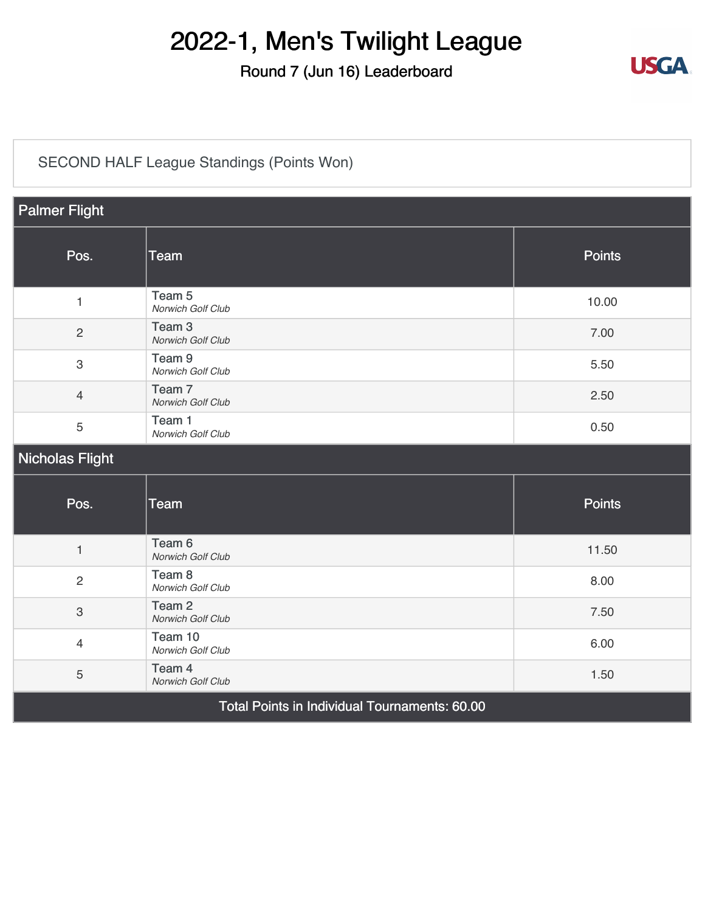# 2022-1, Men's Twilight League

## Round 7 (Jun 16) Leaderboard

SECOND HALF League Standings (Points Won)

| Palmer Flight | | |
|---|---|---|
| **Pos.** | **Team** | **Points** |
| 1 | Team 5<br>*Norwich Golf Club* | 10.00 |
| 2 | Team 3<br>*Norwich Golf Club* | 7.00 |
| 3 | Team 9<br>*Norwich Golf Club* | 5.50 |
| 4 | Team 7<br>*Norwich Golf Club* | 2.50 |
| 5 | Team 1<br>*Norwich Golf Club* | 0.50 |
| **Nicholas Flight** | | |
| **Pos.** | **Team** | **Points** |
| 1 | Team 6<br>*Norwich Golf Club* | 11.50 |
| 2 | Team 8<br>*Norwich Golf Club* | 8.00 |
| 3 | Team 2<br>*Norwich Golf Club* | 7.50 |
| 4 | Team 10<br>*Norwich Golf Club* | 6.00 |
| 5 | Team 4<br>*Norwich Golf Club* | 1.50 |
| Total Points in Individual Tournaments: 60.00 | | |